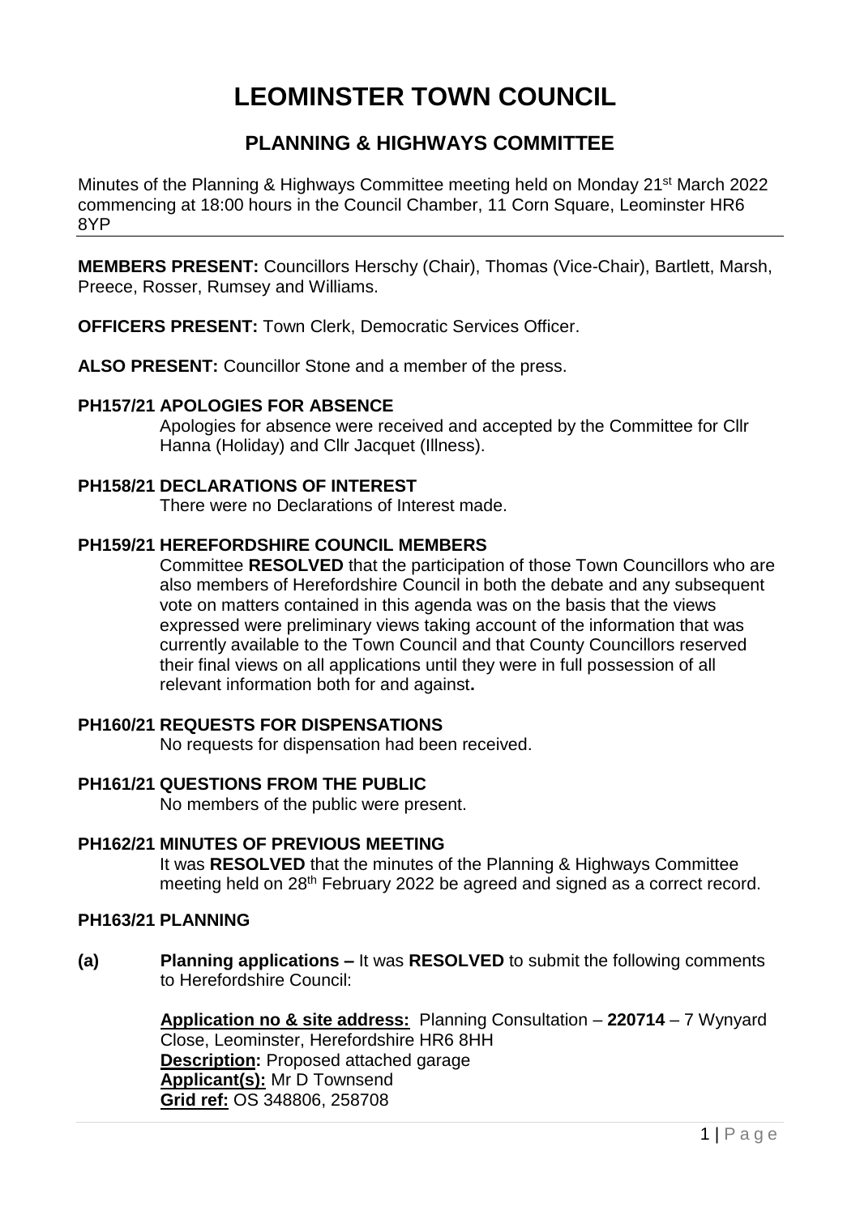# LEOMINSTER TOWN COUNCIL

## PLANNING & HIGHWAYS COMMITTEE

Minutes of the Planning & Highways Committee meeting held on Monday 21st March 2022 commencing at 18:00 hours in the Council Chamber, 11 Corn Square, Leominster HR6 8YP

**MEMBERS PRESENT:** Councillors Herschy (Chair), Thomas (Vice-Chair), Bartlett, Marsh, Preece, Rosser, Rumsey and Williams.

**OFFICERS PRESENT:** Town Clerk, Democratic Services Officer.

**ALSO PRESENT:** Councillor Stone and a member of the press.

**PH157/21 APOLOGIES FOR ABSENCE**

Apologies for absence were received and accepted by the Committee for Cllr Hanna (Holiday) and Cllr Jacquet (Illness).

**PH158/21 DECLARATIONS OF INTEREST**

There were no Declarations of Interest made.

**PH159/21 HEREFORDSHIRE COUNCIL MEMBERS**

Committee **RESOLVED** that the participation of those Town Councillors who are also members of Herefordshire Council in both the debate and any subsequent vote on matters contained in this agenda was on the basis that the views expressed were preliminary views taking account of the information that was currently available to the Town Council and that County Councillors reserved their final views on all applications until they were in full possession of all relevant information both for and against**.**

**PH160/21 REQUESTS FOR DISPENSATIONS**

No requests for dispensation had been received.

**PH161/21 QUESTIONS FROM THE PUBLIC**

No members of the public were present.

**PH162/21 MINUTES OF PREVIOUS MEETING**

It was **RESOLVED** that the minutes of the Planning & Highways Committee meeting held on 28th February 2022 be agreed and signed as a correct record.

**PH163/21 PLANNING**

**(a) Planning applications –** It was **RESOLVED** to submit the following comments to Herefordshire Council:

**Application no & site address:** Planning Consultation – **220714** – 7 Wynyard Close, Leominster, Herefordshire HR6 8HH
**Description:** Proposed attached garage
**Applicant(s):** Mr D Townsend
**Grid ref:** OS 348806, 258708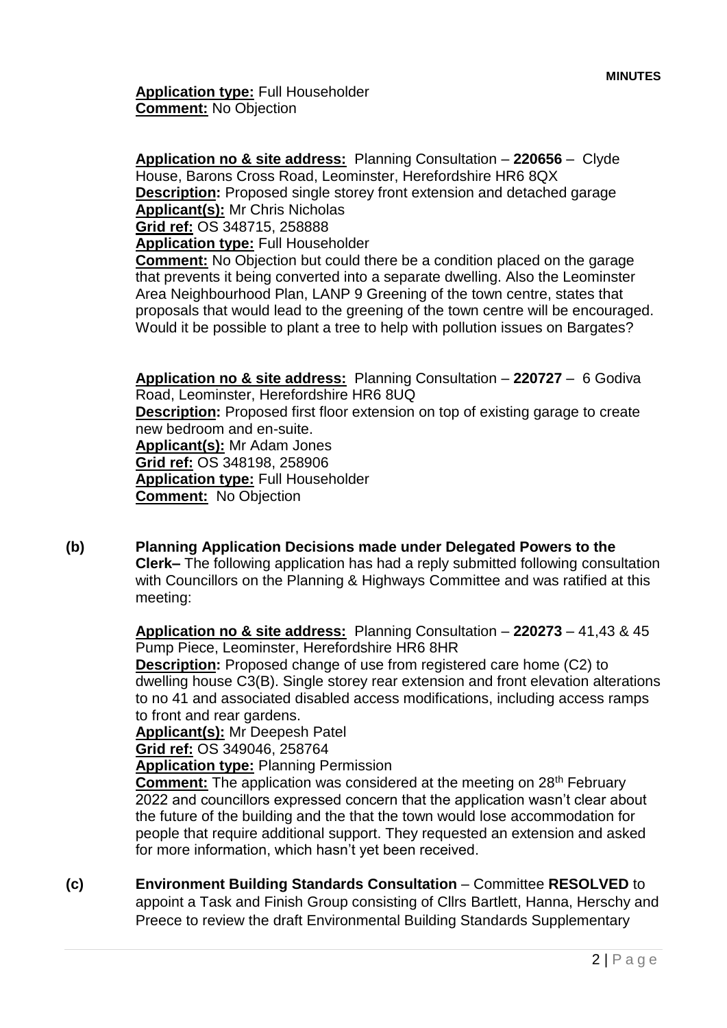**Application type:** Full Householder
**Comment:** No Objection

**Application no & site address:** Planning Consultation – **220656** – Clyde House, Barons Cross Road, Leominster, Herefordshire HR6 8QX
**Description:** Proposed single storey front extension and detached garage
**Applicant(s):** Mr Chris Nicholas
**Grid ref:** OS 348715, 258888
**Application type:** Full Householder
**Comment:** No Objection but could there be a condition placed on the garage that prevents it being converted into a separate dwelling. Also the Leominster Area Neighbourhood Plan, LANP 9 Greening of the town centre, states that proposals that would lead to the greening of the town centre will be encouraged. Would it be possible to plant a tree to help with pollution issues on Bargates?

**Application no & site address:** Planning Consultation – **220727** – 6 Godiva Road, Leominster, Herefordshire HR6 8UQ
**Description:** Proposed first floor extension on top of existing garage to create new bedroom and en-suite.
**Applicant(s):** Mr Adam Jones
**Grid ref:** OS 348198, 258906
**Application type:** Full Householder
**Comment:** No Objection

**(b) Planning Application Decisions made under Delegated Powers to the Clerk–** The following application has had a reply submitted following consultation with Councillors on the Planning & Highways Committee and was ratified at this meeting:

**Application no & site address:** Planning Consultation – **220273** – 41,43 & 45 Pump Piece, Leominster, Herefordshire HR6 8HR
**Description:** Proposed change of use from registered care home (C2) to dwelling house C3(B). Single storey rear extension and front elevation alterations to no 41 and associated disabled access modifications, including access ramps to front and rear gardens.
**Applicant(s):** Mr Deepesh Patel
**Grid ref:** OS 349046, 258764
**Application type:** Planning Permission
**Comment:** The application was considered at the meeting on 28th February 2022 and councillors expressed concern that the application wasn't clear about the future of the building and the that the town would lose accommodation for people that require additional support. They requested an extension and asked for more information, which hasn't yet been received.

**(c) Environment Building Standards Consultation** – Committee **RESOLVED** to appoint a Task and Finish Group consisting of Cllrs Bartlett, Hanna, Herschy and Preece to review the draft Environmental Building Standards Supplementary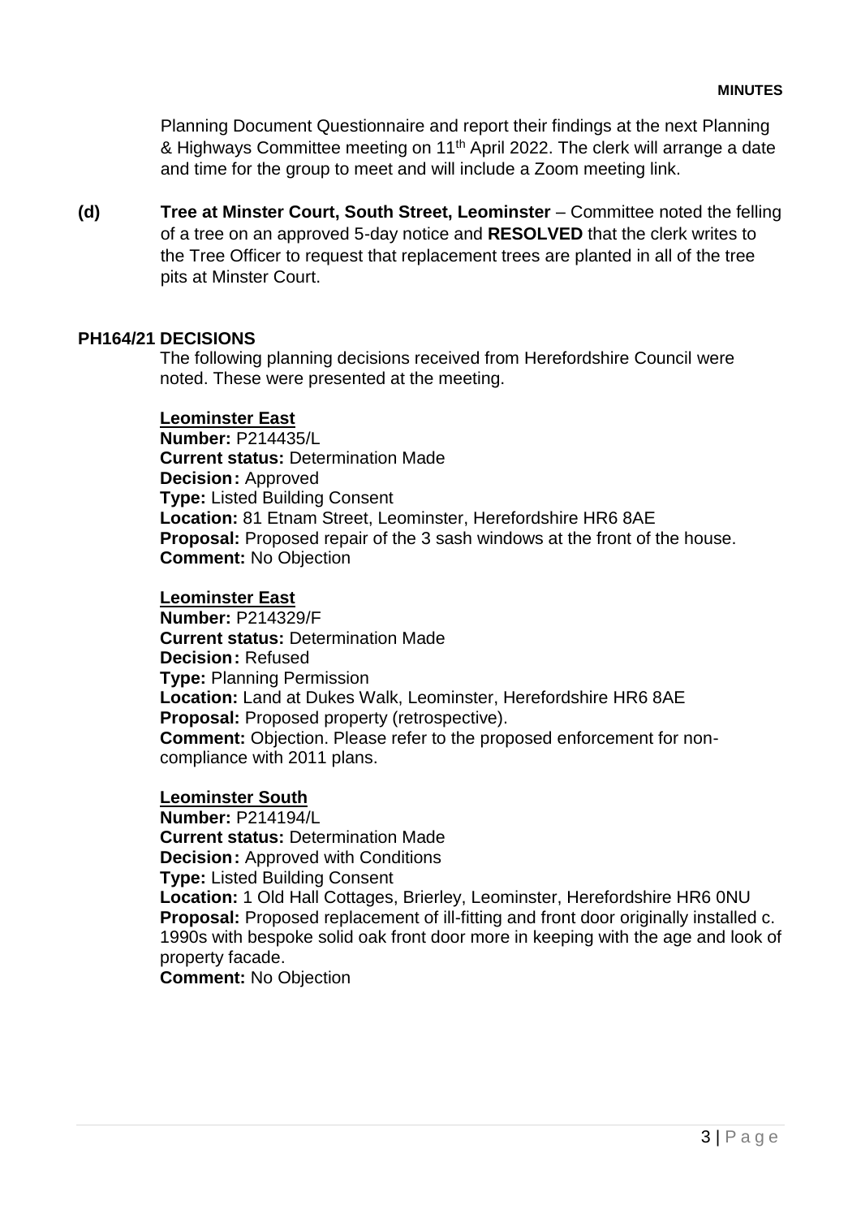Planning Document Questionnaire and report their findings at the next Planning & Highways Committee meeting on 11th April 2022. The clerk will arrange a date and time for the group to meet and will include a Zoom meeting link.

**(d)** **Tree at Minster Court, South Street, Leominster** – Committee noted the felling of a tree on an approved 5-day notice and **RESOLVED** that the clerk writes to the Tree Officer to request that replacement trees are planted in all of the tree pits at Minster Court.

## PH164/21 DECISIONS

The following planning decisions received from Herefordshire Council were noted. These were presented at the meeting.

**Leominster East**
**Number:** P214435/L
**Current status:** Determination Made
**Decision:** Approved
**Type:** Listed Building Consent
**Location:** 81 Etnam Street, Leominster, Herefordshire HR6 8AE
**Proposal:** Proposed repair of the 3 sash windows at the front of the house.
**Comment:** No Objection

**Leominster East**
**Number:** P214329/F
**Current status:** Determination Made
**Decision:** Refused
**Type:** Planning Permission
**Location:** Land at Dukes Walk, Leominster, Herefordshire HR6 8AE
**Proposal:** Proposed property (retrospective).
**Comment:** Objection. Please refer to the proposed enforcement for non-compliance with 2011 plans.

**Leominster South**
**Number:** P214194/L
**Current status:** Determination Made
**Decision:** Approved with Conditions
**Type:** Listed Building Consent
**Location:** 1 Old Hall Cottages, Brierley, Leominster, Herefordshire HR6 0NU
**Proposal:** Proposed replacement of ill-fitting and front door originally installed c. 1990s with bespoke solid oak front door more in keeping with the age and look of property facade.
**Comment:** No Objection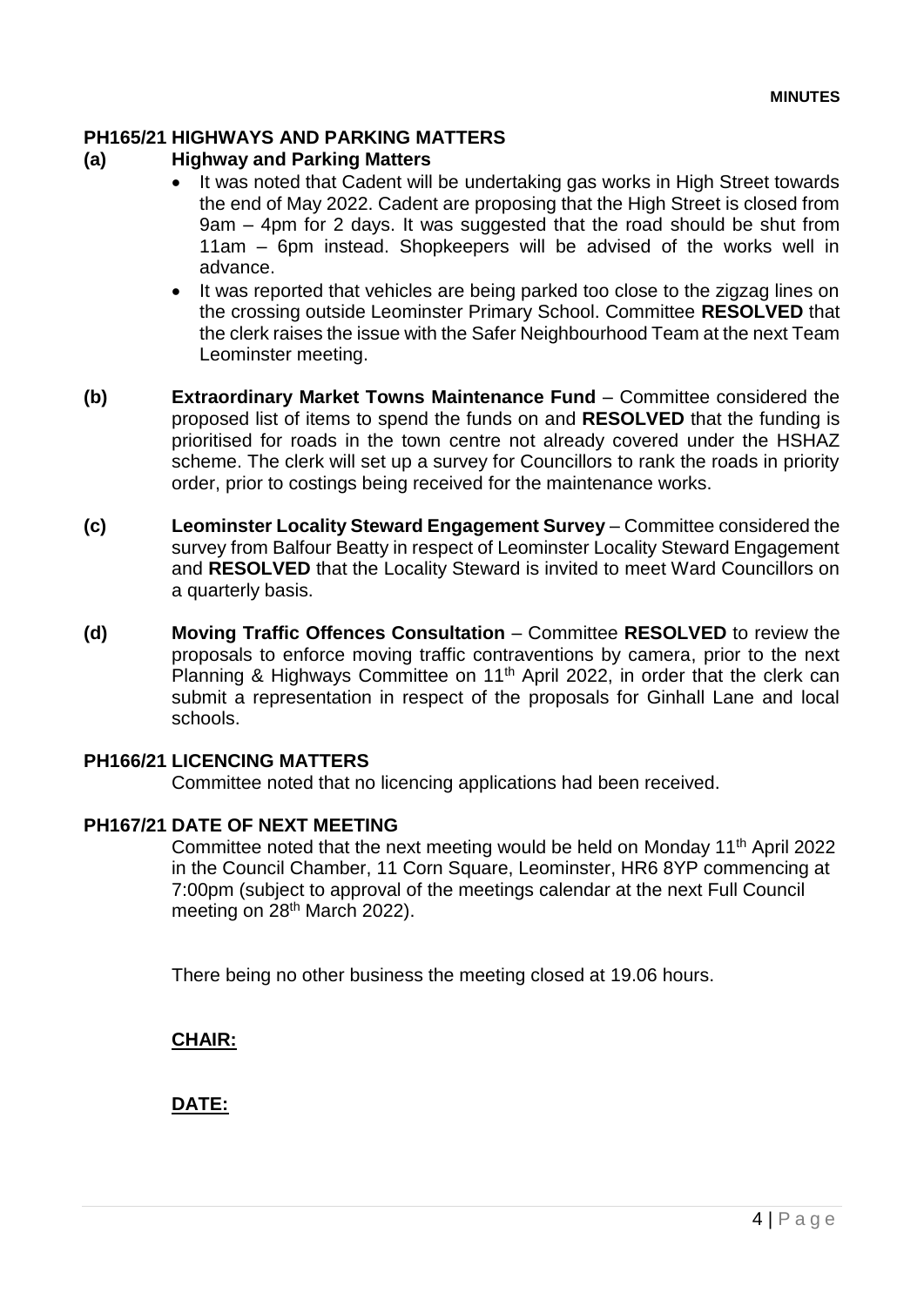**MINUTES**

## PH165/21 HIGHWAYS AND PARKING MATTERS

**(a) Highway and Parking Matters**

- It was noted that Cadent will be undertaking gas works in High Street towards the end of May 2022. Cadent are proposing that the High Street is closed from 9am – 4pm for 2 days. It was suggested that the road should be shut from 11am – 6pm instead. Shopkeepers will be advised of the works well in advance.
- It was reported that vehicles are being parked too close to the zigzag lines on the crossing outside Leominster Primary School. Committee **RESOLVED** that the clerk raises the issue with the Safer Neighbourhood Team at the next Team Leominster meeting.

**(b) Extraordinary Market Towns Maintenance Fund** – Committee considered the proposed list of items to spend the funds on and **RESOLVED** that the funding is prioritised for roads in the town centre not already covered under the HSHAZ scheme. The clerk will set up a survey for Councillors to rank the roads in priority order, prior to costings being received for the maintenance works.

**(c) Leominster Locality Steward Engagement Survey** – Committee considered the survey from Balfour Beatty in respect of Leominster Locality Steward Engagement and **RESOLVED** that the Locality Steward is invited to meet Ward Councillors on a quarterly basis.

**(d) Moving Traffic Offences Consultation** – Committee **RESOLVED** to review the proposals to enforce moving traffic contraventions by camera, prior to the next Planning & Highways Committee on 11th April 2022, in order that the clerk can submit a representation in respect of the proposals for Ginhall Lane and local schools.

## PH166/21 LICENCING MATTERS

Committee noted that no licencing applications had been received.

## PH167/21 DATE OF NEXT MEETING

Committee noted that the next meeting would be held on Monday 11th April 2022 in the Council Chamber, 11 Corn Square, Leominster, HR6 8YP commencing at 7:00pm (subject to approval of the meetings calendar at the next Full Council meeting on 28th March 2022).

There being no other business the meeting closed at 19.06 hours.

**CHAIR:**

**DATE:**